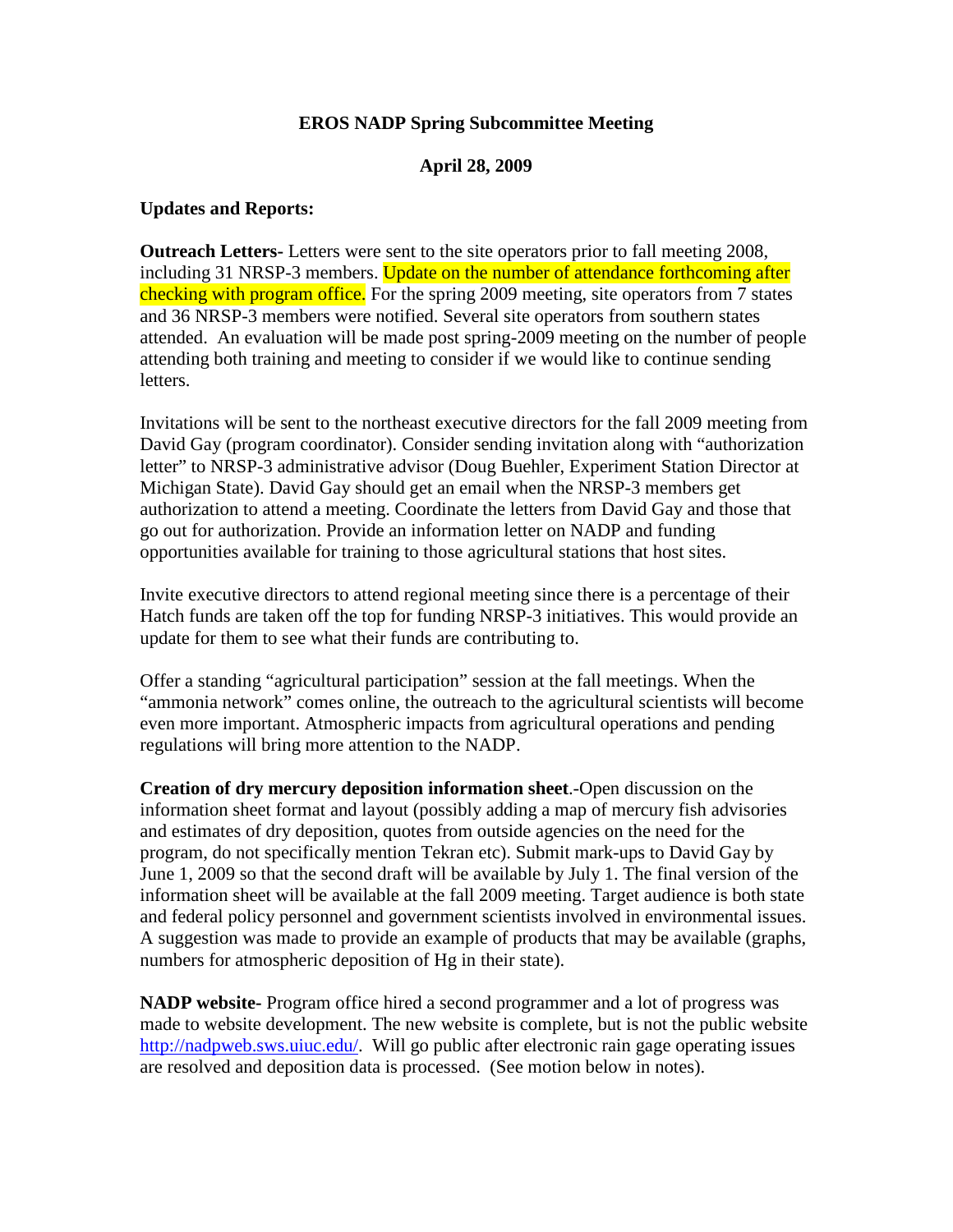**EROS NADP Spring Subcommittee Meeting**

**April 28, 2009**

**Updates and Reports:**

**Outreach Letters-** Letters were sent to the site operators prior to fall meeting 2008, including 31 NRSP-3 members. Update on the number of attendance forthcoming after checking with program office. For the spring 2009 meeting, site operators from 7 states and 36 NRSP-3 members were notified. Several site operators from southern states attended. An evaluation will be made post spring-2009 meeting on the number of people attending both training and meeting to consider if we would like to continue sending letters.

Invitations will be sent to the northeast executive directors for the fall 2009 meeting from David Gay (program coordinator). Consider sending invitation along with "authorization letter" to NRSP-3 administrative advisor (Doug Buehler, Experiment Station Director at Michigan State). David Gay should get an email when the NRSP-3 members get authorization to attend a meeting. Coordinate the letters from David Gay and those that go out for authorization. Provide an information letter on NADP and funding opportunities available for training to those agricultural stations that host sites.

Invite executive directors to attend regional meeting since there is a percentage of their Hatch funds are taken off the top for funding NRSP-3 initiatives. This would provide an update for them to see what their funds are contributing to.

Offer a standing "agricultural participation" session at the fall meetings. When the "ammonia network" comes online, the outreach to the agricultural scientists will become even more important. Atmospheric impacts from agricultural operations and pending regulations will bring more attention to the NADP.

**Creation of dry mercury deposition information sheet**.-Open discussion on the information sheet format and layout (possibly adding a map of mercury fish advisories and estimates of dry deposition, quotes from outside agencies on the need for the program, do not specifically mention Tekran etc). Submit mark-ups to David Gay by June 1, 2009 so that the second draft will be available by July 1. The final version of the information sheet will be available at the fall 2009 meeting. Target audience is both state and federal policy personnel and government scientists involved in environmental issues. A suggestion was made to provide an example of products that may be available (graphs, numbers for atmospheric deposition of Hg in their state).

**NADP website-** Program office hired a second programmer and a lot of progress was made to website development. The new website is complete, but is not the public website http://nadpweb.sws.uiuc.edu/. Will go public after electronic rain gage operating issues are resolved and deposition data is processed. (See motion below in notes).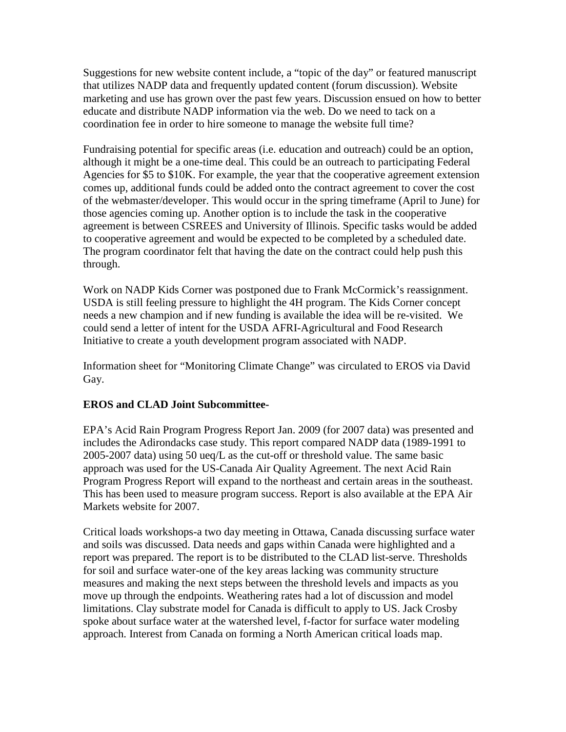Suggestions for new website content include, a "topic of the day" or featured manuscript that utilizes NADP data and frequently updated content (forum discussion). Website marketing and use has grown over the past few years. Discussion ensued on how to better educate and distribute NADP information via the web. Do we need to tack on a coordination fee in order to hire someone to manage the website full time?

Fundraising potential for specific areas (i.e. education and outreach) could be an option, although it might be a one-time deal. This could be an outreach to participating Federal Agencies for $5 to $10K. For example, the year that the cooperative agreement extension comes up, additional funds could be added onto the contract agreement to cover the cost of the webmaster/developer. This would occur in the spring timeframe (April to June) for those agencies coming up. Another option is to include the task in the cooperative agreement is between CSREES and University of Illinois. Specific tasks would be added to cooperative agreement and would be expected to be completed by a scheduled date. The program coordinator felt that having the date on the contract could help push this through.

Work on NADP Kids Corner was postponed due to Frank McCormick's reassignment. USDA is still feeling pressure to highlight the 4H program. The Kids Corner concept needs a new champion and if new funding is available the idea will be re-visited. We could send a letter of intent for the USDA AFRI-Agricultural and Food Research Initiative to create a youth development program associated with NADP.

Information sheet for "Monitoring Climate Change" was circulated to EROS via David Gay.

**EROS and CLAD Joint Subcommittee-**

EPA's Acid Rain Program Progress Report Jan. 2009 (for 2007 data) was presented and includes the Adirondacks case study. This report compared NADP data (1989-1991 to 2005-2007 data) using 50 ueq/L as the cut-off or threshold value. The same basic approach was used for the US-Canada Air Quality Agreement. The next Acid Rain Program Progress Report will expand to the northeast and certain areas in the southeast. This has been used to measure program success. Report is also available at the EPA Air Markets website for 2007.

Critical loads workshops-a two day meeting in Ottawa, Canada discussing surface water and soils was discussed. Data needs and gaps within Canada were highlighted and a report was prepared. The report is to be distributed to the CLAD list-serve. Thresholds for soil and surface water-one of the key areas lacking was community structure measures and making the next steps between the threshold levels and impacts as you move up through the endpoints. Weathering rates had a lot of discussion and model limitations. Clay substrate model for Canada is difficult to apply to US. Jack Crosby spoke about surface water at the watershed level, f-factor for surface water modeling approach. Interest from Canada on forming a North American critical loads map.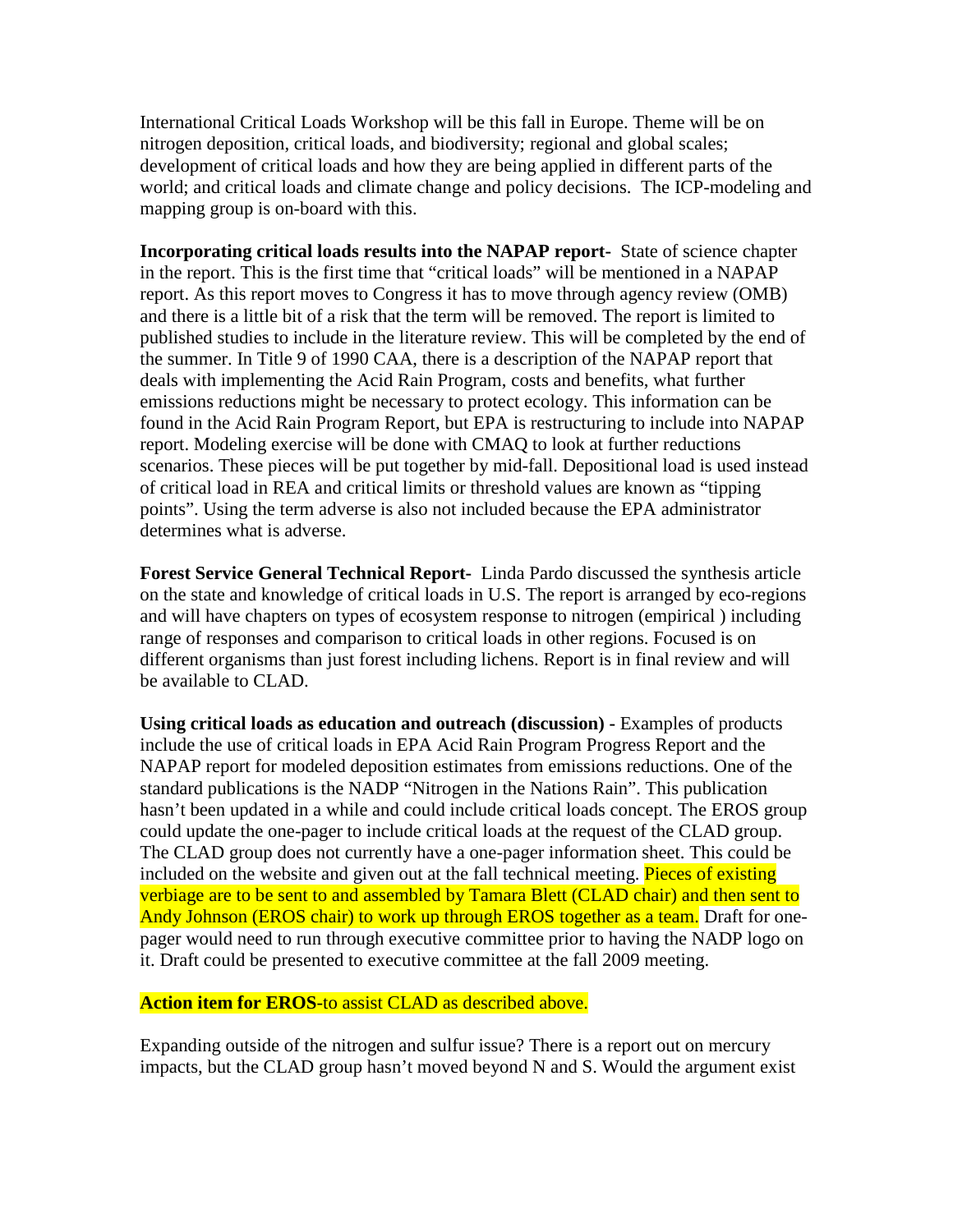International Critical Loads Workshop will be this fall in Europe. Theme will be on nitrogen deposition, critical loads, and biodiversity; regional and global scales; development of critical loads and how they are being applied in different parts of the world; and critical loads and climate change and policy decisions. The ICP-modeling and mapping group is on-board with this.

**Incorporating critical loads results into the NAPAP report-** State of science chapter in the report. This is the first time that "critical loads" will be mentioned in a NAPAP report. As this report moves to Congress it has to move through agency review (OMB) and there is a little bit of a risk that the term will be removed. The report is limited to published studies to include in the literature review. This will be completed by the end of the summer. In Title 9 of 1990 CAA, there is a description of the NAPAP report that deals with implementing the Acid Rain Program, costs and benefits, what further emissions reductions might be necessary to protect ecology. This information can be found in the Acid Rain Program Report, but EPA is restructuring to include into NAPAP report. Modeling exercise will be done with CMAQ to look at further reductions scenarios. These pieces will be put together by mid-fall. Depositional load is used instead of critical load in REA and critical limits or threshold values are known as "tipping points". Using the term adverse is also not included because the EPA administrator determines what is adverse.

**Forest Service General Technical Report-** Linda Pardo discussed the synthesis article on the state and knowledge of critical loads in U.S. The report is arranged by eco-regions and will have chapters on types of ecosystem response to nitrogen (empirical ) including range of responses and comparison to critical loads in other regions. Focused is on different organisms than just forest including lichens. Report is in final review and will be available to CLAD.

**Using critical loads as education and outreach (discussion) -** Examples of products include the use of critical loads in EPA Acid Rain Program Progress Report and the NAPAP report for modeled deposition estimates from emissions reductions. One of the standard publications is the NADP "Nitrogen in the Nations Rain". This publication hasn't been updated in a while and could include critical loads concept. The EROS group could update the one-pager to include critical loads at the request of the CLAD group. The CLAD group does not currently have a one-pager information sheet. This could be included on the website and given out at the fall technical meeting. Pieces of existing verbiage are to be sent to and assembled by Tamara Blett (CLAD chair) and then sent to Andy Johnson (EROS chair) to work up through EROS together as a team. Draft for one-pager would need to run through executive committee prior to having the NADP logo on it. Draft could be presented to executive committee at the fall 2009 meeting.

**Action item for EROS**-to assist CLAD as described above.

Expanding outside of the nitrogen and sulfur issue? There is a report out on mercury impacts, but the CLAD group hasn't moved beyond N and S. Would the argument exist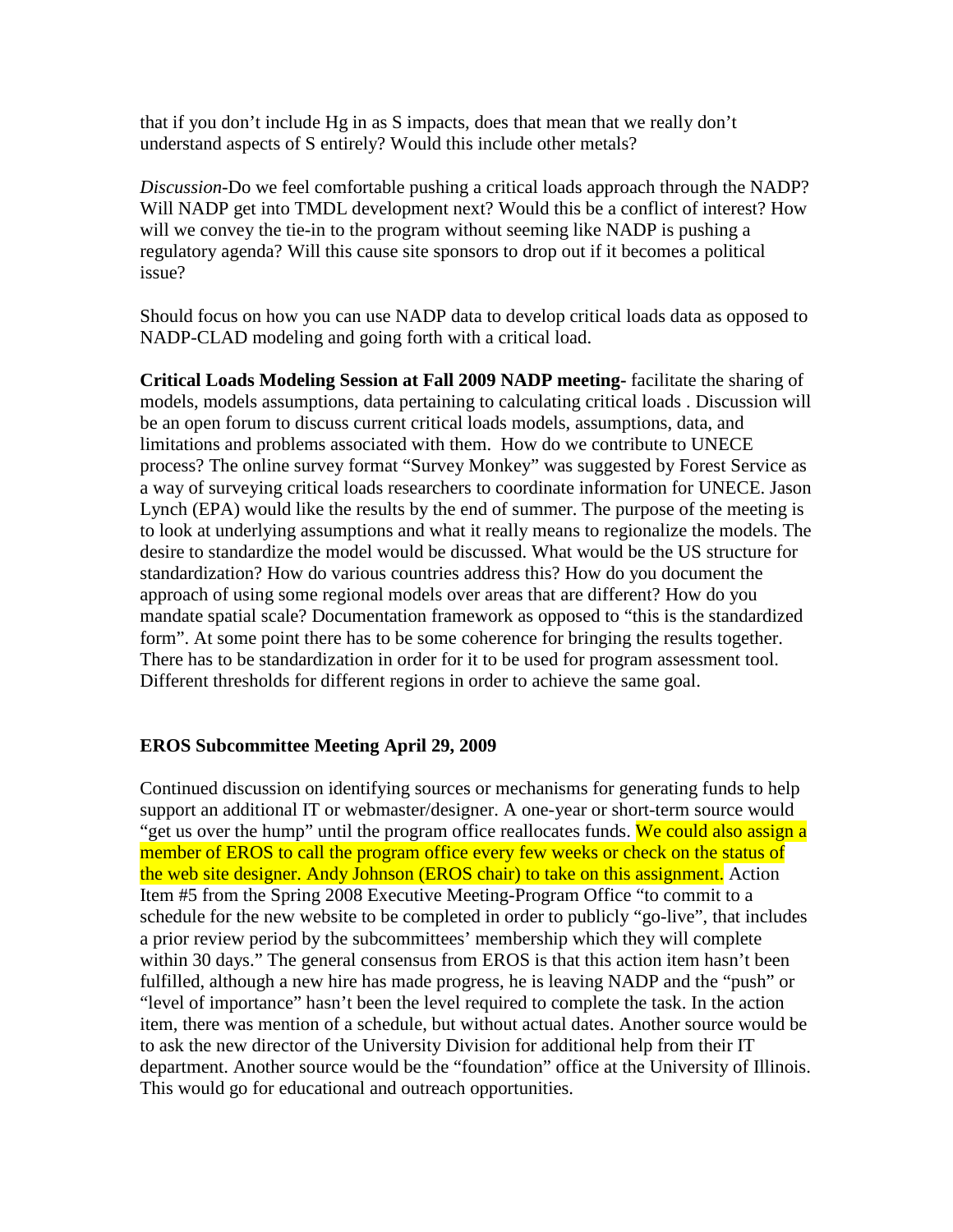that if you don't include Hg in as S impacts, does that mean that we really don't understand aspects of S entirely? Would this include other metals?

*Discussion*-Do we feel comfortable pushing a critical loads approach through the NADP? Will NADP get into TMDL development next? Would this be a conflict of interest? How will we convey the tie-in to the program without seeming like NADP is pushing a regulatory agenda? Will this cause site sponsors to drop out if it becomes a political issue?

Should focus on how you can use NADP data to develop critical loads data as opposed to NADP-CLAD modeling and going forth with a critical load.

**Critical Loads Modeling Session at Fall 2009 NADP meeting-** facilitate the sharing of models, models assumptions, data pertaining to calculating critical loads . Discussion will be an open forum to discuss current critical loads models, assumptions, data, and limitations and problems associated with them. How do we contribute to UNECE process? The online survey format "Survey Monkey" was suggested by Forest Service as a way of surveying critical loads researchers to coordinate information for UNECE. Jason Lynch (EPA) would like the results by the end of summer. The purpose of the meeting is to look at underlying assumptions and what it really means to regionalize the models. The desire to standardize the model would be discussed. What would be the US structure for standardization? How do various countries address this? How do you document the approach of using some regional models over areas that are different? How do you mandate spatial scale? Documentation framework as opposed to "this is the standardized form". At some point there has to be some coherence for bringing the results together. There has to be standardization in order for it to be used for program assessment tool. Different thresholds for different regions in order to achieve the same goal.

**EROS Subcommittee Meeting April 29, 2009**

Continued discussion on identifying sources or mechanisms for generating funds to help support an additional IT or webmaster/designer. A one-year or short-term source would "get us over the hump" until the program office reallocates funds. We could also assign a member of EROS to call the program office every few weeks or check on the status of the web site designer. Andy Johnson (EROS chair) to take on this assignment. Action Item #5 from the Spring 2008 Executive Meeting-Program Office "to commit to a schedule for the new website to be completed in order to publicly "go-live", that includes a prior review period by the subcommittees' membership which they will complete within 30 days." The general consensus from EROS is that this action item hasn't been fulfilled, although a new hire has made progress, he is leaving NADP and the "push" or "level of importance" hasn't been the level required to complete the task. In the action item, there was mention of a schedule, but without actual dates. Another source would be to ask the new director of the University Division for additional help from their IT department. Another source would be the "foundation" office at the University of Illinois. This would go for educational and outreach opportunities.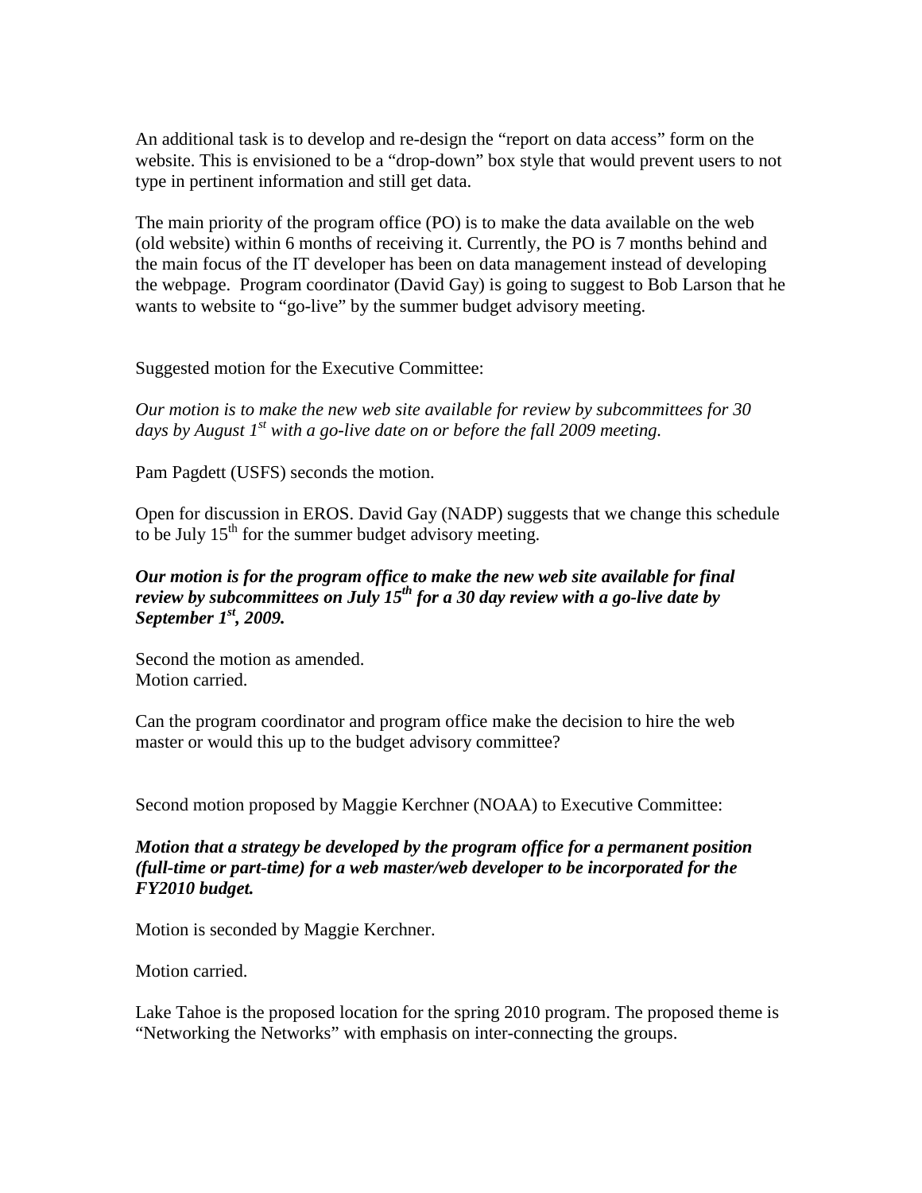An additional task is to develop and re-design the "report on data access" form on the website. This is envisioned to be a "drop-down" box style that would prevent users to not type in pertinent information and still get data.

The main priority of the program office (PO) is to make the data available on the web (old website) within 6 months of receiving it. Currently, the PO is 7 months behind and the main focus of the IT developer has been on data management instead of developing the webpage. Program coordinator (David Gay) is going to suggest to Bob Larson that he wants to website to "go-live" by the summer budget advisory meeting.

Suggested motion for the Executive Committee:

*Our motion is to make the new web site available for review by subcommittees for 30 days by August 1st with a go-live date on or before the fall 2009 meeting.*

Pam Pagdett (USFS) seconds the motion.

Open for discussion in EROS. David Gay (NADP) suggests that we change this schedule to be July 15th for the summer budget advisory meeting.

***Our motion is for the program office to make the new web site available for final review by subcommittees on July 15th for a 30 day review with a go-live date by September 1st, 2009.***

Second the motion as amended.
Motion carried.

Can the program coordinator and program office make the decision to hire the web master or would this up to the budget advisory committee?

Second motion proposed by Maggie Kerchner (NOAA) to Executive Committee:

***Motion that a strategy be developed by the program office for a permanent position (full-time or part-time) for a web master/web developer to be incorporated for the FY2010 budget.***

Motion is seconded by Maggie Kerchner.

Motion carried.

Lake Tahoe is the proposed location for the spring 2010 program. The proposed theme is "Networking the Networks" with emphasis on inter-connecting the groups.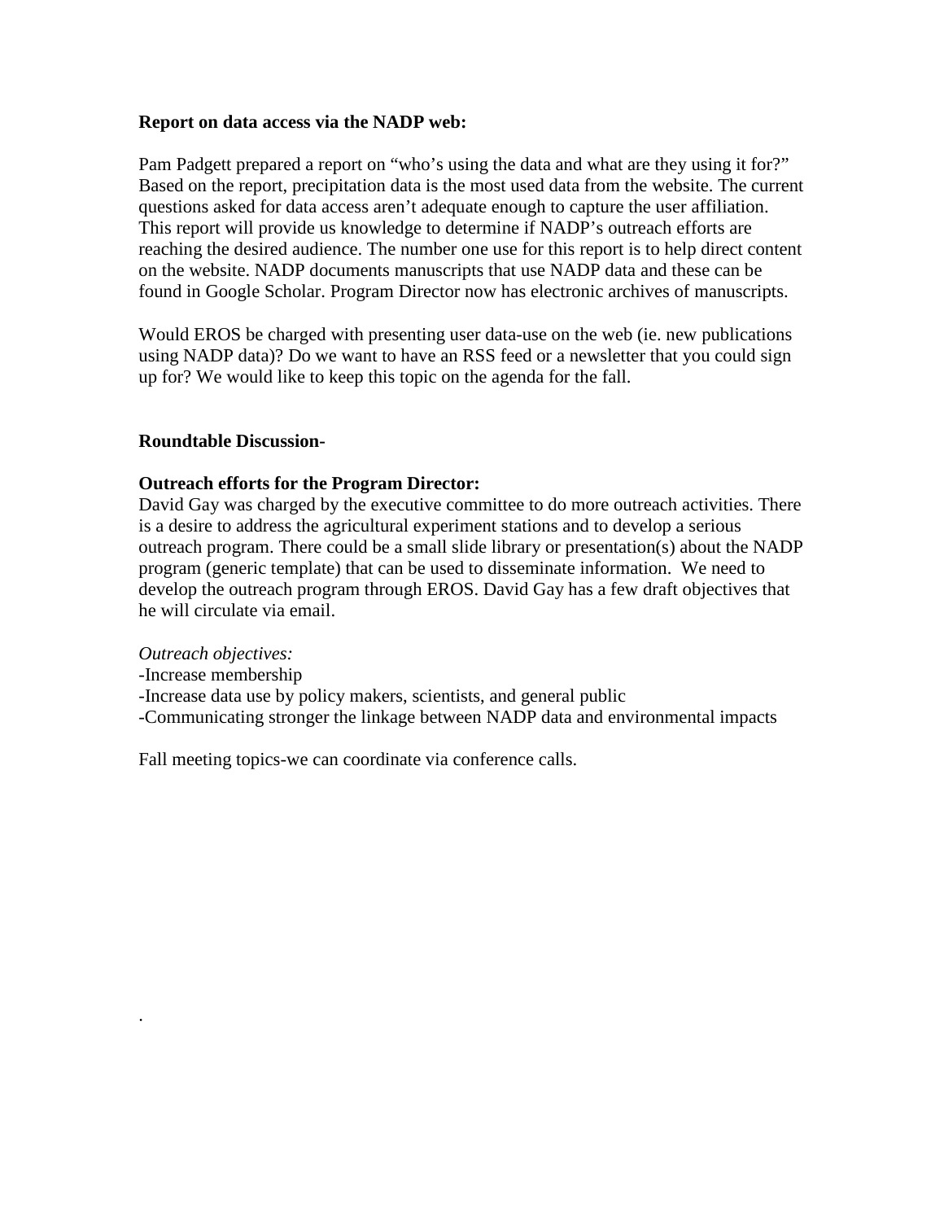**Report on data access via the NADP web:**

Pam Padgett prepared a report on "who's using the data and what are they using it for?" Based on the report, precipitation data is the most used data from the website. The current questions asked for data access aren't adequate enough to capture the user affiliation. This report will provide us knowledge to determine if NADP's outreach efforts are reaching the desired audience. The number one use for this report is to help direct content on the website. NADP documents manuscripts that use NADP data and these can be found in Google Scholar. Program Director now has electronic archives of manuscripts.

Would EROS be charged with presenting user data-use on the web (ie. new publications using NADP data)? Do we want to have an RSS feed or a newsletter that you could sign up for? We would like to keep this topic on the agenda for the fall.

**Roundtable Discussion-**

**Outreach efforts for the Program Director:**
David Gay was charged by the executive committee to do more outreach activities. There is a desire to address the agricultural experiment stations and to develop a serious outreach program. There could be a small slide library or presentation(s) about the NADP program (generic template) that can be used to disseminate information. We need to develop the outreach program through EROS. David Gay has a few draft objectives that he will circulate via email.

*Outreach objectives:*
-Increase membership
-Increase data use by policy makers, scientists, and general public
-Communicating stronger the linkage between NADP data and environmental impacts

Fall meeting topics-we can coordinate via conference calls.

.